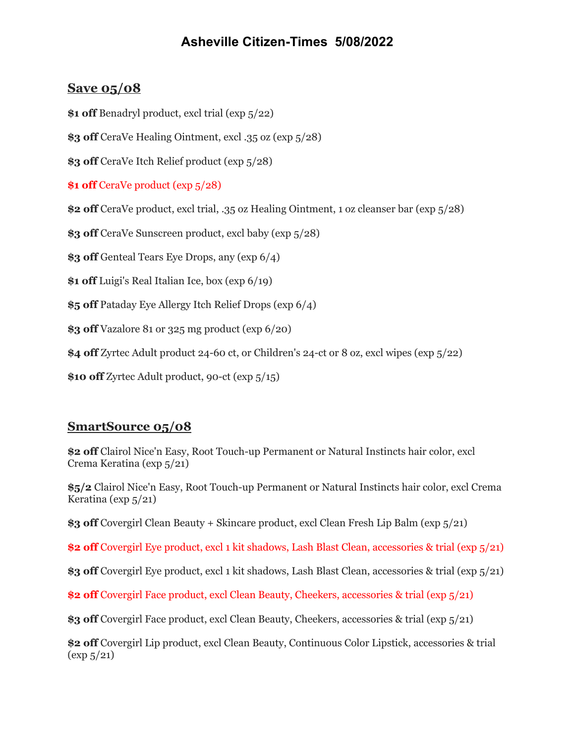# Asheville Citizen-Times 5/08/2022

## Save 05/08

**$1 off** Benadryl product, excl trial (exp 5/22)

**$3 off** CeraVe Healing Ointment, excl .35 oz (exp 5/28)

**$3 off** CeraVe Itch Relief product (exp 5/28)

**$1 off** CeraVe product (exp 5/28)

**$2 off** CeraVe product, excl trial, .35 oz Healing Ointment, 1 oz cleanser bar (exp 5/28)

**$3 off** CeraVe Sunscreen product, excl baby (exp 5/28)

**$3 off** Genteal Tears Eye Drops, any (exp 6/4)

**$1 off** Luigi's Real Italian Ice, box (exp 6/19)

**$5 off** Pataday Eye Allergy Itch Relief Drops (exp 6/4)

**$3 off** Vazalore 81 or 325 mg product (exp 6/20)

**$4 off** Zyrtec Adult product 24-60 ct, or Children's 24-ct or 8 oz, excl wipes (exp 5/22)

**$10 off** Zyrtec Adult product, 90-ct (exp 5/15)

## SmartSource 05/08

**$2 off** Clairol Nice'n Easy, Root Touch-up Permanent or Natural Instincts hair color, excl Crema Keratina (exp 5/21)

**$5/2** Clairol Nice'n Easy, Root Touch-up Permanent or Natural Instincts hair color, excl Crema Keratina (exp 5/21)

**$3 off** Covergirl Clean Beauty + Skincare product, excl Clean Fresh Lip Balm (exp 5/21)

**$2 off** Covergirl Eye product, excl 1 kit shadows, Lash Blast Clean, accessories & trial (exp 5/21)

**$3 off** Covergirl Eye product, excl 1 kit shadows, Lash Blast Clean, accessories & trial (exp 5/21)

**$2 off** Covergirl Face product, excl Clean Beauty, Cheekers, accessories & trial (exp 5/21)

**$3 off** Covergirl Face product, excl Clean Beauty, Cheekers, accessories & trial (exp 5/21)

**$2 off** Covergirl Lip product, excl Clean Beauty, Continuous Color Lipstick, accessories & trial (exp 5/21)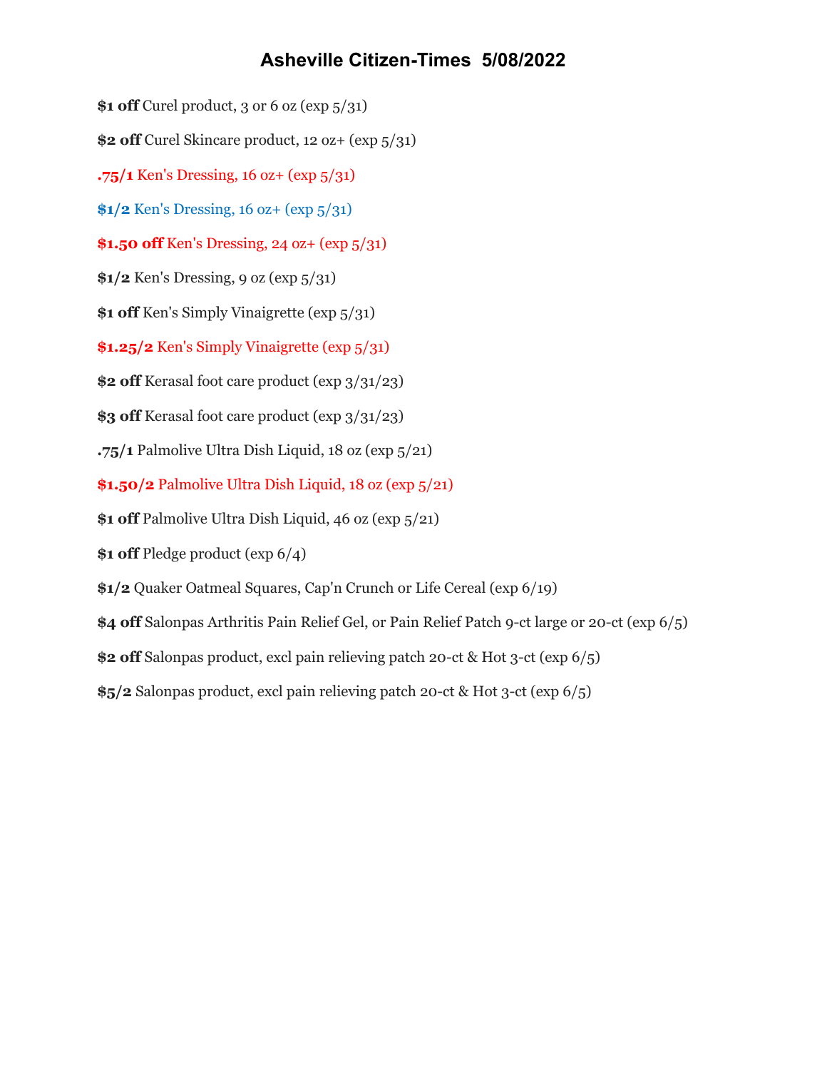# Asheville Citizen-Times 5/08/2022

**$1 off** Curel product, 3 or 6 oz (exp 5/31)

**$2 off** Curel Skincare product, 12 oz+ (exp 5/31)

**.75/1** Ken's Dressing, 16 oz+ (exp 5/31)

**$1/2** Ken's Dressing, 16 oz+ (exp 5/31)

**$1.50 off** Ken's Dressing, 24 oz+ (exp 5/31)

**$1/2** Ken's Dressing, 9 oz (exp 5/31)

**$1 off** Ken's Simply Vinaigrette (exp 5/31)

**$1.25/2** Ken's Simply Vinaigrette (exp 5/31)

**$2 off** Kerasal foot care product (exp 3/31/23)

**$3 off** Kerasal foot care product (exp 3/31/23)

**.75/1** Palmolive Ultra Dish Liquid, 18 oz (exp 5/21)

**$1.50/2** Palmolive Ultra Dish Liquid, 18 oz (exp 5/21)

**$1 off** Palmolive Ultra Dish Liquid, 46 oz (exp 5/21)

**$1 off** Pledge product (exp 6/4)

**$1/2** Quaker Oatmeal Squares, Cap'n Crunch or Life Cereal (exp 6/19)

**$4 off** Salonpas Arthritis Pain Relief Gel, or Pain Relief Patch 9-ct large or 20-ct (exp 6/5)

**$2 off** Salonpas product, excl pain relieving patch 20-ct & Hot 3-ct (exp 6/5)

**$5/2** Salonpas product, excl pain relieving patch 20-ct & Hot 3-ct (exp 6/5)